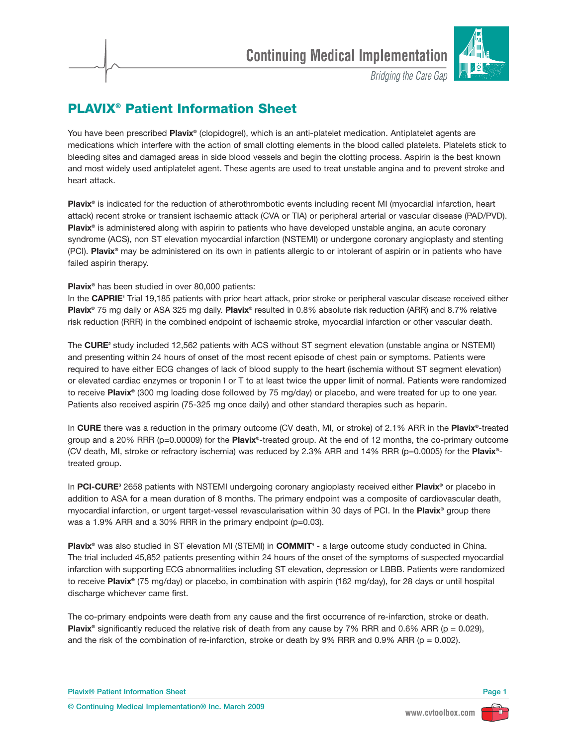# PLAVIX® Patient Information Sheet

You have been prescribed **Plavix®** (clopidogrel), which is an anti-platelet medication. Antiplatelet agents are medications which interfere with the action of small clotting elements in the blood called platelets. Platelets stick to bleeding sites and damaged areas in side blood vessels and begin the clotting process. Aspirin is the best known and most widely used antiplatelet agent. These agents are used to treat unstable angina and to prevent stroke and heart attack.

**Plavix®** is indicated for the reduction of atherothrombotic events including recent MI (myocardial infarction, heart attack) recent stroke or transient ischaemic attack (CVA or TIA) or peripheral arterial or vascular disease (PAD/PVD). **Plavix®** is administered along with aspirin to patients who have developed unstable angina, an acute coronary syndrome (ACS), non ST elevation myocardial infarction (NSTEMI) or undergone coronary angioplasty and stenting (PCI). **Plavix®** may be administered on its own in patients allergic to or intolerant of aspirin or in patients who have failed aspirin therapy.

**Plavix®** has been studied in over 80,000 patients:
In the **CAPRIE**[1] Trial 19,185 patients with prior heart attack, prior stroke or peripheral vascular disease received either **Plavix®** 75 mg daily or ASA 325 mg daily. **Plavix®** resulted in 0.8% absolute risk reduction (ARR) and 8.7% relative risk reduction (RRR) in the combined endpoint of ischaemic stroke, myocardial infarction or other vascular death.

The **CURE**[2] study included 12,562 patients with ACS without ST segment elevation (unstable angina or NSTEMI) and presenting within 24 hours of onset of the most recent episode of chest pain or symptoms. Patients were required to have either ECG changes of lack of blood supply to the heart (ischemia without ST segment elevation) or elevated cardiac enzymes or troponin I or T to at least twice the upper limit of normal. Patients were randomized to receive **Plavix®** (300 mg loading dose followed by 75 mg/day) or placebo, and were treated for up to one year. Patients also received aspirin (75-325 mg once daily) and other standard therapies such as heparin.

In **CURE** there was a reduction in the primary outcome (CV death, MI, or stroke) of 2.1% ARR in the **Plavix®**-treated group and a 20% RRR (p=0.00009) for the **Plavix®**-treated group. At the end of 12 months, the co-primary outcome (CV death, MI, stroke or refractory ischemia) was reduced by 2.3% ARR and 14% RRR (p=0.0005) for the **Plavix®**-treated group.

In **PCI-CURE**[3] 2658 patients with NSTEMI undergoing coronary angioplasty received either **Plavix®** or placebo in addition to ASA for a mean duration of 8 months. The primary endpoint was a composite of cardiovascular death, myocardial infarction, or urgent target-vessel revascularisation within 30 days of PCI. In the **Plavix®** group there was a 1.9% ARR and a 30% RRR in the primary endpoint (p=0.03).

**Plavix®** was also studied in ST elevation MI (STEMI) in **COMMIT**[4] - a large outcome study conducted in China. The trial included 45,852 patients presenting within 24 hours of the onset of the symptoms of suspected myocardial infarction with supporting ECG abnormalities including ST elevation, depression or LBBB. Patients were randomized to receive **Plavix®** (75 mg/day) or placebo, in combination with aspirin (162 mg/day), for 28 days or until hospital discharge whichever came first.

The co-primary endpoints were death from any cause and the first occurrence of re-infarction, stroke or death. **Plavix®** significantly reduced the relative risk of death from any cause by 7% RRR and 0.6% ARR (p = 0.029), and the risk of the combination of re-infarction, stroke or death by 9% RRR and 0.9% ARR (p = 0.002).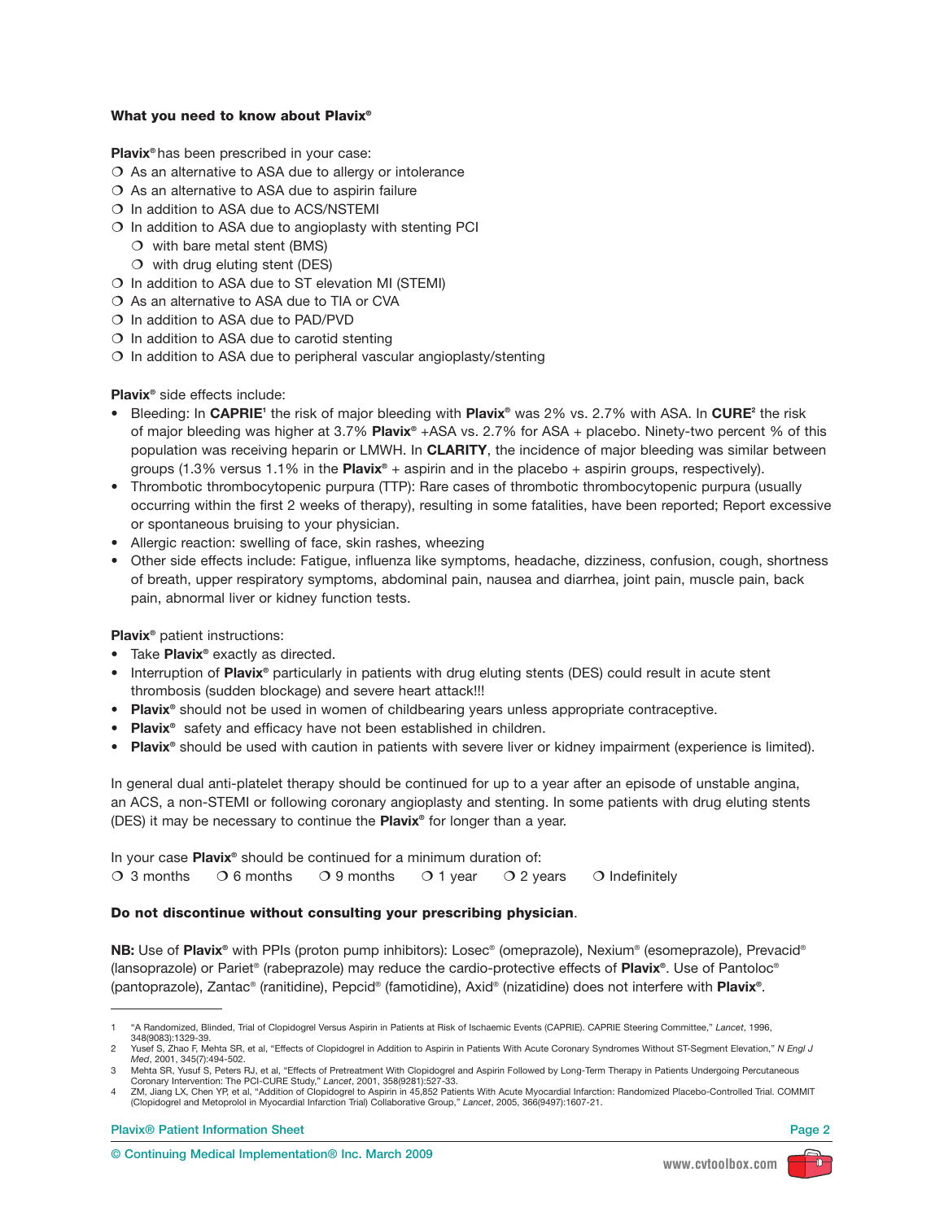**What you need to know about Plavix®**

**Plavix®** has been prescribed in your case:

- ❍ As an alternative to ASA due to allergy or intolerance
- ❍ As an alternative to ASA due to aspirin failure
- ❍ In addition to ASA due to ACS/NSTEMI
- ❍ In addition to ASA due to angioplasty with stenting PCI
  - ❍ with bare metal stent (BMS)
  - ❍ with drug eluting stent (DES)
- ❍ In addition to ASA due to ST elevation MI (STEMI)
- ❍ As an alternative to ASA due to TIA or CVA
- ❍ In addition to ASA due to PAD/PVD
- ❍ In addition to ASA due to carotid stenting
- ❍ In addition to ASA due to peripheral vascular angioplasty/stenting

**Plavix®** side effects include:

- Bleeding: In **CAPRIE**[1] the risk of major bleeding with **Plavix®** was 2% vs. 2.7% with ASA. In **CURE**[2] the risk of major bleeding was higher at 3.7% **Plavix®** +ASA vs. 2.7% for ASA + placebo. Ninety-two percent % of this population was receiving heparin or LMWH. In **CLARITY**, the incidence of major bleeding was similar between groups (1.3% versus 1.1% in the **Plavix®** + aspirin and in the placebo + aspirin groups, respectively).
- Thrombotic thrombocytopenic purpura (TTP): Rare cases of thrombotic thrombocytopenic purpura (usually occurring within the first 2 weeks of therapy), resulting in some fatalities, have been reported; Report excessive or spontaneous bruising to your physician.
- Allergic reaction: swelling of face, skin rashes, wheezing
- Other side effects include: Fatigue, influenza like symptoms, headache, dizziness, confusion, cough, shortness of breath, upper respiratory symptoms, abdominal pain, nausea and diarrhea, joint pain, muscle pain, back pain, abnormal liver or kidney function tests.

**Plavix®** patient instructions:

- Take **Plavix®** exactly as directed.
- Interruption of **Plavix®** particularly in patients with drug eluting stents (DES) could result in acute stent thrombosis (sudden blockage) and severe heart attack!!!
- **Plavix®** should not be used in women of childbearing years unless appropriate contraceptive.
- **Plavix®** safety and efficacy have not been established in children.
- **Plavix®** should be used with caution in patients with severe liver or kidney impairment (experience is limited).

In general dual anti-platelet therapy should be continued for up to a year after an episode of unstable angina, an ACS, a non-STEMI or following coronary angioplasty and stenting. In some patients with drug eluting stents (DES) it may be necessary to continue the **Plavix®** for longer than a year.

In your case **Plavix®** should be continued for a minimum duration of:

❍ 3 months ❍ 6 months ❍ 9 months ❍ 1 year ❍ 2 years ❍ Indefinitely

**Do not discontinue without consulting your prescribing physician**.

**NB:** Use of **Plavix®** with PPIs (proton pump inhibitors): Losec® (omeprazole), Nexium® (esomeprazole), Prevacid® (lansoprazole) or Pariet® (rabeprazole) may reduce the cardio-protective effects of **Plavix®**. Use of Pantoloc® (pantoprazole), Zantac® (ranitidine), Pepcid® (famotidine), Axid® (nizatidine) does not interfere with **Plavix®**.

---

1 "A Randomized, Blinded, Trial of Clopidogrel Versus Aspirin in Patients at Risk of Ischaemic Events (CAPRIE). CAPRIE Steering Committee," *Lancet*, 1996, 348(9083):1329-39.

2 Yusef S, Zhao F, Mehta SR, et al, "Effects of Clopidogrel in Addition to Aspirin in Patients With Acute Coronary Syndromes Without ST-Segment Elevation," *N Engl J Med*, 2001, 345(7):494-502.

3 Mehta SR, Yusuf S, Peters RJ, et al, "Effects of Pretreatment With Clopidogrel and Aspirin Followed by Long-Term Therapy in Patients Undergoing Percutaneous Coronary Intervention: The PCI-CURE Study," *Lancet*, 2001, 358(9281):527-33.

4 ZM, Jiang LX, Chen YP, et al, "Addition of Clopidogrel to Aspirin in 45,852 Patients With Acute Myocardial Infarction: Randomized Placebo-Controlled Trial. COMMIT (Clopidogrel and Metoprolol in Myocardial Infarction Trial) Collaborative Group," *Lancet*, 2005, 366(9497):1607-21.